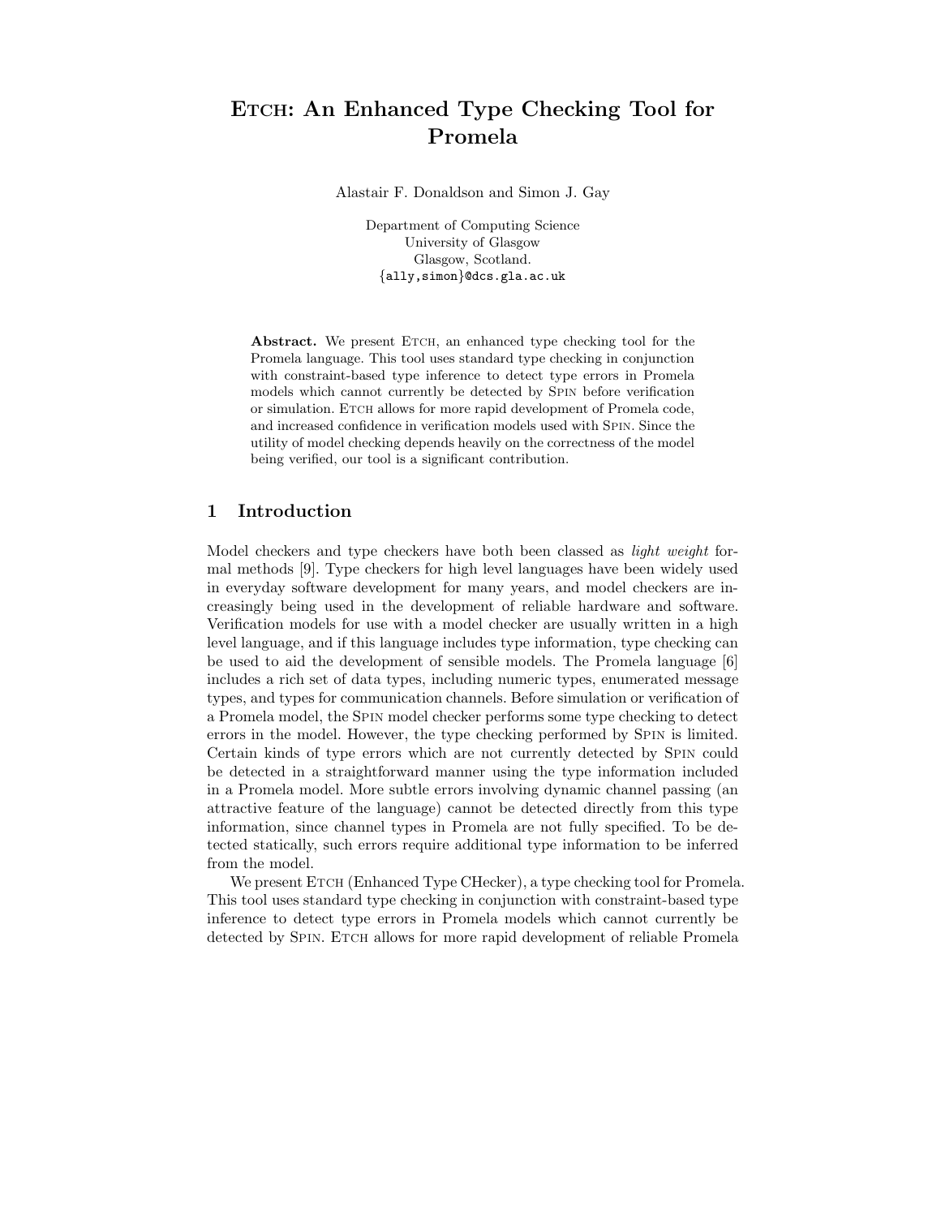# Etch: An Enhanced Type Checking Tool for Promela

Alastair F. Donaldson and Simon J. Gay

Department of Computing Science
University of Glasgow
Glasgow, Scotland.
{ally,simon}@dcs.gla.ac.uk

**Abstract.** We present Etch, an enhanced type checking tool for the Promela language. This tool uses standard type checking in conjunction with constraint-based type inference to detect type errors in Promela models which cannot currently be detected by Spin before verification or simulation. Etch allows for more rapid development of Promela code, and increased confidence in verification models used with Spin. Since the utility of model checking depends heavily on the correctness of the model being verified, our tool is a significant contribution.

## 1 Introduction

Model checkers and type checkers have both been classed as *light weight* formal methods [9]. Type checkers for high level languages have been widely used in everyday software development for many years, and model checkers are increasingly being used in the development of reliable hardware and software. Verification models for use with a model checker are usually written in a high level language, and if this language includes type information, type checking can be used to aid the development of sensible models. The Promela language [6] includes a rich set of data types, including numeric types, enumerated message types, and types for communication channels. Before simulation or verification of a Promela model, the Spin model checker performs some type checking to detect errors in the model. However, the type checking performed by Spin is limited. Certain kinds of type errors which are not currently detected by Spin could be detected in a straightforward manner using the type information included in a Promela model. More subtle errors involving dynamic channel passing (an attractive feature of the language) cannot be detected directly from this type information, since channel types in Promela are not fully specified. To be detected statically, such errors require additional type information to be inferred from the model.

We present Etch (Enhanced Type CHecker), a type checking tool for Promela. This tool uses standard type checking in conjunction with constraint-based type inference to detect type errors in Promela models which cannot currently be detected by Spin. Etch allows for more rapid development of reliable Promela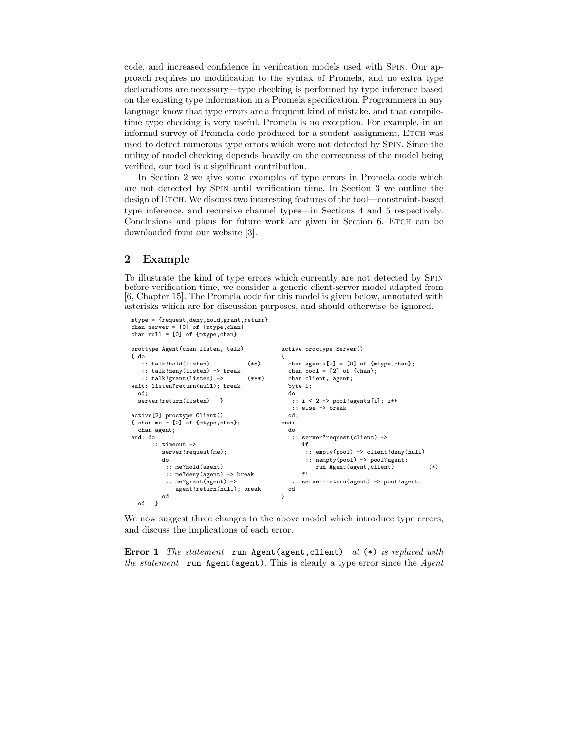code, and increased confidence in verification models used with SPIN. Our approach requires no modification to the syntax of Promela, and no extra type declarations are necessary—type checking is performed by type inference based on the existing type information in a Promela specification. Programmers in any language know that type errors are a frequent kind of mistake, and that compile-time type checking is very useful. Promela is no exception. For example, in an informal survey of Promela code produced for a student assignment, ETCH was used to detect numerous type errors which were not detected by SPIN. Since the utility of model checking depends heavily on the correctness of the model being verified, our tool is a significant contribution.

In Section 2 we give some examples of type errors in Promela code which are not detected by SPIN until verification time. In Section 3 we outline the design of ETCH. We discuss two interesting features of the tool—constraint-based type inference, and recursive channel types—in Sections 4 and 5 respectively. Conclusions and plans for future work are given in Section 6. ETCH can be downloaded from our website [3].

## 2 Example

To illustrate the kind of type errors which currently are not detected by SPIN before verification time, we consider a generic client-server model adapted from [6, Chapter 15]. The Promela code for this model is given below, annotated with asterisks which are for discussion purposes, and should otherwise be ignored.

```
mtype = {request,deny,hold,grant,return}
chan server = [0] of {mtype,chan}
chan null = [0] of {mtype,chan}

proctype Agent(chan listen, talk)
{ do
   :: talk!hold(listen)           (**)
   :: talk!deny(listen) -> break
   :: talk!grant(listen) ->       (***)
wait: listen?return(null); break
  od;
  server!return(listen)   }

active[2] proctype Client()
{ chan me = [0] of {mtype,chan};
  chan agent;
end: do
     :: timeout ->
        server!request(me);
        do
         :: me?hold(agent)
         :: me?deny(agent) -> break
         :: me?grant(agent) ->
            agent!return(null); break
        od
  od   }

active proctype Server()
{
  chan agents[2] = [0] of {mtype,chan};
  chan pool = [2] of {chan};
  chan client, agent;
  byte i;
  do
   :: i < 2 -> pool!agents[i]; i++
   :: else -> break
  od;
end:
  do
   :: server?request(client) ->
      if
       :: empty(pool) -> client!deny(null)
       :: nempty(pool) -> pool?agent;
          run Agent(agent,client)          (*)
      fi
   :: server?return(agent) -> pool!agent
  od
}
```

We now suggest three changes to the above model which introduce type errors, and discuss the implications of each error.

**Error 1** *The statement* `run Agent(agent,client)` *at* `(*)` *is replaced with the statement* `run Agent(agent)`*.* This is clearly a type error since the *Agent*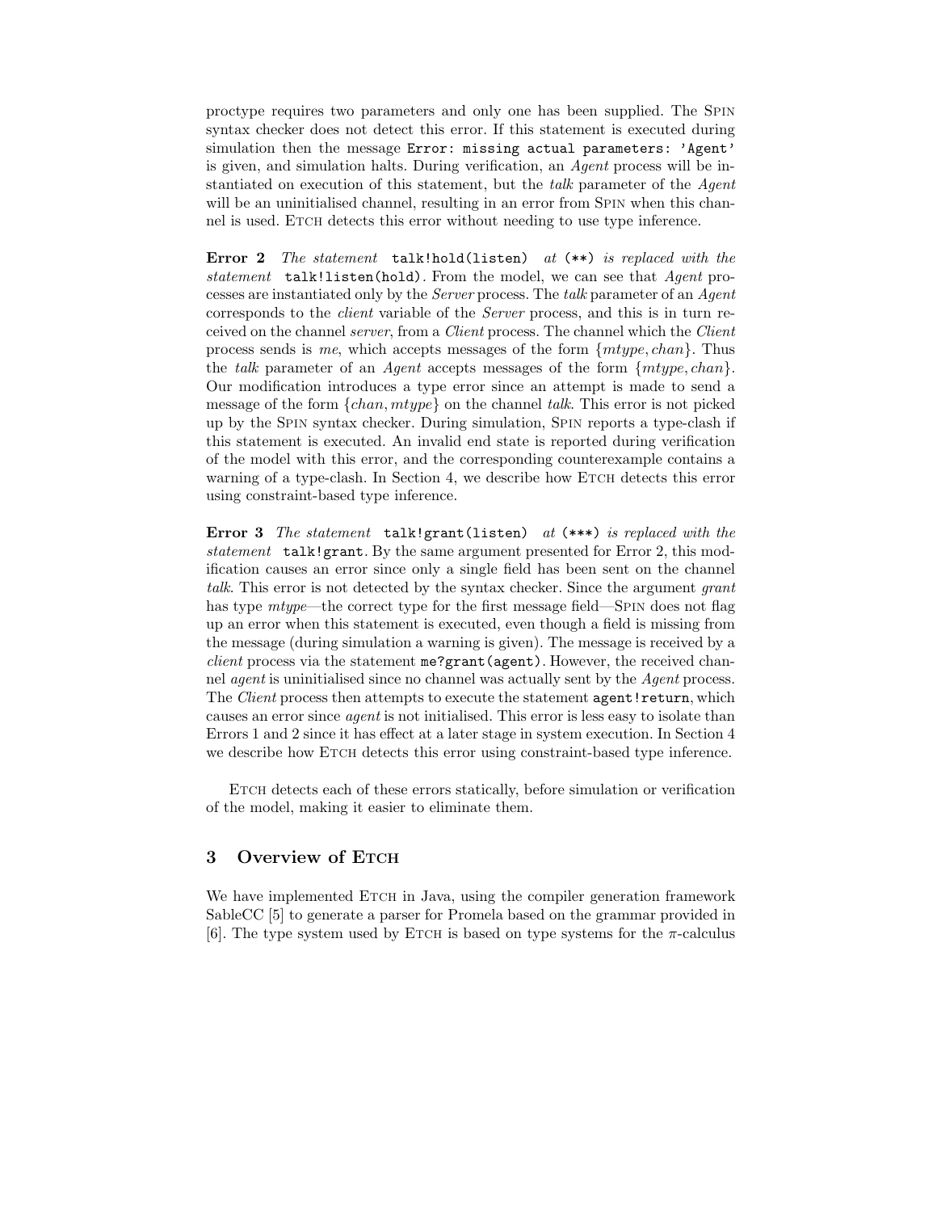proctype requires two parameters and only one has been supplied. The Spin syntax checker does not detect this error. If this statement is executed during simulation then the message `Error: missing actual parameters: 'Agent'` is given, and simulation halts. During verification, an *Agent* process will be instantiated on execution of this statement, but the *talk* parameter of the *Agent* will be an uninitialised channel, resulting in an error from Spin when this channel is used. Etch detects this error without needing to use type inference.

**Error 2** *The statement* `talk!hold(listen)` *at* `(**)` *is replaced with the statement* `talk!listen(hold)`. From the model, we can see that *Agent* processes are instantiated only by the *Server* process. The *talk* parameter of an *Agent* corresponds to the *client* variable of the *Server* process, and this is in turn received on the channel *server*, from a *Client* process. The channel which the *Client* process sends is *me*, which accepts messages of the form $\{mtype, chan\}$. Thus the *talk* parameter of an *Agent* accepts messages of the form $\{mtype, chan\}$. Our modification introduces a type error since an attempt is made to send a message of the form $\{chan, mtype\}$ on the channel *talk*. This error is not picked up by the Spin syntax checker. During simulation, Spin reports a type-clash if this statement is executed. An invalid end state is reported during verification of the model with this error, and the corresponding counterexample contains a warning of a type-clash. In Section 4, we describe how Etch detects this error using constraint-based type inference.

**Error 3** *The statement* `talk!grant(listen)` *at* `(***)` *is replaced with the statement* `talk!grant`. By the same argument presented for Error 2, this modification causes an error since only a single field has been sent on the channel *talk*. This error is not detected by the syntax checker. Since the argument *grant* has type *mtype*—the correct type for the first message field—Spin does not flag up an error when this statement is executed, even though a field is missing from the message (during simulation a warning is given). The message is received by a *client* process via the statement `me?grant(agent)`. However, the received channel *agent* is uninitialised since no channel was actually sent by the *Agent* process. The *Client* process then attempts to execute the statement `agent!return`, which causes an error since *agent* is not initialised. This error is less easy to isolate than Errors 1 and 2 since it has effect at a later stage in system execution. In Section 4 we describe how Etch detects this error using constraint-based type inference.

Etch detects each of these errors statically, before simulation or verification of the model, making it easier to eliminate them.

## 3 Overview of Etch

We have implemented Etch in Java, using the compiler generation framework SableCC [5] to generate a parser for Promela based on the grammar provided in [6]. The type system used by Etch is based on type systems for the $\pi$-calculus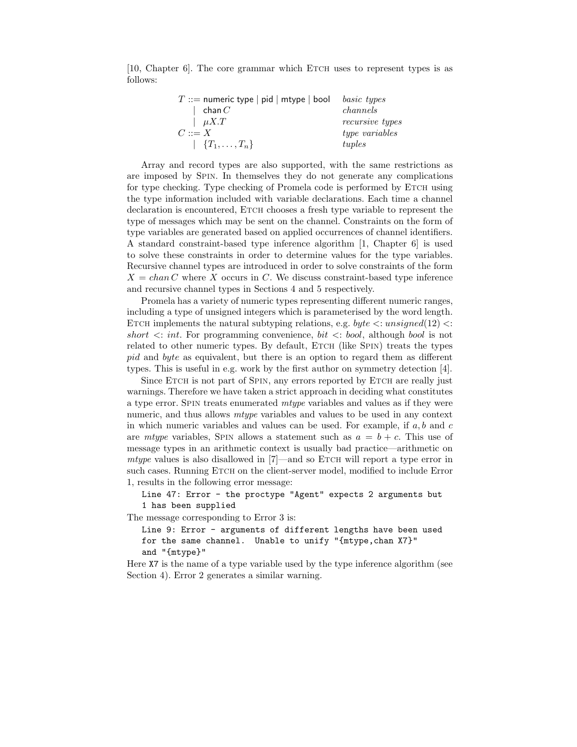[10, Chapter 6]. The core grammar which ETCH uses to represent types is as follows:

$$
\begin{array}{llll}
T & ::= & \mathsf{numeric\ type} \mid \mathsf{pid} \mid \mathsf{mtype} \mid \mathsf{bool} & \textit{basic types} \\
 & \mid & \mathsf{chan}\, C & \textit{channels} \\
 & \mid & \mu X.T & \textit{recursive types} \\
C & ::= & X & \textit{type variables} \\
 & \mid & \{T_1, \ldots, T_n\} & \textit{tuples}
\end{array}
$$

Array and record types are also supported, with the same restrictions as are imposed by SPIN. In themselves they do not generate any complications for type checking. Type checking of Promela code is performed by ETCH using the type information included with variable declarations. Each time a channel declaration is encountered, ETCH chooses a fresh type variable to represent the type of messages which may be sent on the channel. Constraints on the form of type variables are generated based on applied occurrences of channel identifiers. A standard constraint-based type inference algorithm [1, Chapter 6] is used to solve these constraints in order to determine values for the type variables. Recursive channel types are introduced in order to solve constraints of the form $X = chan\, C$ where $X$ occurs in $C$. We discuss constraint-based type inference and recursive channel types in Sections 4 and 5 respectively.

Promela has a variety of numeric types representing different numeric ranges, including a type of unsigned integers which is parameterised by the word length. ETCH implements the natural subtyping relations, e.g. $byte <: unsigned(12) <: short <: int$. For programming convenience, $bit <: bool$, although $bool$ is not related to other numeric types. By default, ETCH (like SPIN) treats the types *pid* and *byte* as equivalent, but there is an option to regard them as different types. This is useful in e.g. work by the first author on symmetry detection [4].

Since ETCH is not part of SPIN, any errors reported by ETCH are really just warnings. Therefore we have taken a strict approach in deciding what constitutes a type error. SPIN treats enumerated *mtype* variables and values as if they were numeric, and thus allows *mtype* variables and values to be used in any context in which numeric variables and values can be used. For example, if $a, b$ and $c$ are *mtype* variables, SPIN allows a statement such as $a = b + c$. This use of message types in an arithmetic context is usually bad practice—arithmetic on *mtype* values is also disallowed in [7]—and so ETCH will report a type error in such cases. Running ETCH on the client-server model, modified to include Error 1, results in the following error message:

```
Line 47: Error - the proctype "Agent" expects 2 arguments but
1 has been supplied
```

The message corresponding to Error 3 is:

```
Line 9: Error - arguments of different lengths have been used
for the same channel.  Unable to unify "{mtype,chan X7}"
and "{mtype}"
```

Here `X7` is the name of a type variable used by the type inference algorithm (see Section 4). Error 2 generates a similar warning.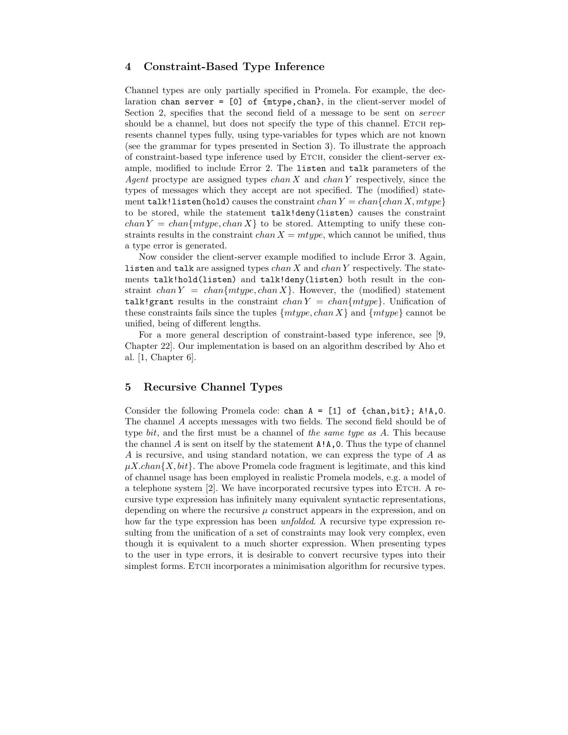## 4 Constraint-Based Type Inference

Channel types are only partially specified in Promela. For example, the declaration `chan server = [0] of {mtype,chan}`, in the client-server model of Section 2, specifies that the second field of a message to be sent on *server* should be a channel, but does not specify the type of this channel. ETCH represents channel types fully, using type-variables for types which are not known (see the grammar for types presented in Section 3). To illustrate the approach of constraint-based type inference used by ETCH, consider the client-server example, modified to include Error 2. The `listen` and `talk` parameters of the *Agent* proctype are assigned types $chan\,X$ and $chan\,Y$ respectively, since the types of messages which they accept are not specified. The (modified) statement `talk!listen(hold)` causes the constraint $chan\,Y = chan\{chan\,X, mtype\}$ to be stored, while the statement `talk!deny(listen)` causes the constraint $chan\,Y = chan\{mtype, chan\,X\}$ to be stored. Attempting to unify these constraints results in the constraint $chan\,X = mtype$, which cannot be unified, thus a type error is generated.

Now consider the client-server example modified to include Error 3. Again, `listen` and `talk` are assigned types $chan\,X$ and $chan\,Y$ respectively. The statements `talk!hold(listen)` and `talk!deny(listen)` both result in the constraint $chan\,Y = chan\{mtype, chan\,X\}$. However, the (modified) statement `talk!grant` results in the constraint $chan\,Y = chan\{mtype\}$. Unification of these constraints fails since the tuples $\{mtype, chan\,X\}$ and $\{mtype\}$ cannot be unified, being of different lengths.

For a more general description of constraint-based type inference, see [9, Chapter 22]. Our implementation is based on an algorithm described by Aho et al. [1, Chapter 6].

## 5 Recursive Channel Types

Consider the following Promela code: `chan A = [1] of {chan,bit}; A!A,0`. The channel $A$ accepts messages with two fields. The second field should be of type *bit*, and the first must be a channel of *the same type as* $A$. This because the channel $A$ is sent on itself by the statement `A!A,0`. Thus the type of channel $A$ is recursive, and using standard notation, we can express the type of $A$ as $\mu X.chan\{X, bit\}$. The above Promela code fragment is legitimate, and this kind of channel usage has been employed in realistic Promela models, e.g. a model of a telephone system [2]. We have incorporated recursive types into ETCH. A recursive type expression has infinitely many equivalent syntactic representations, depending on where the recursive $\mu$ construct appears in the expression, and on how far the type expression has been *unfolded*. A recursive type expression resulting from the unification of a set of constraints may look very complex, even though it is equivalent to a much shorter expression. When presenting types to the user in type errors, it is desirable to convert recursive types into their simplest forms. ETCH incorporates a minimisation algorithm for recursive types.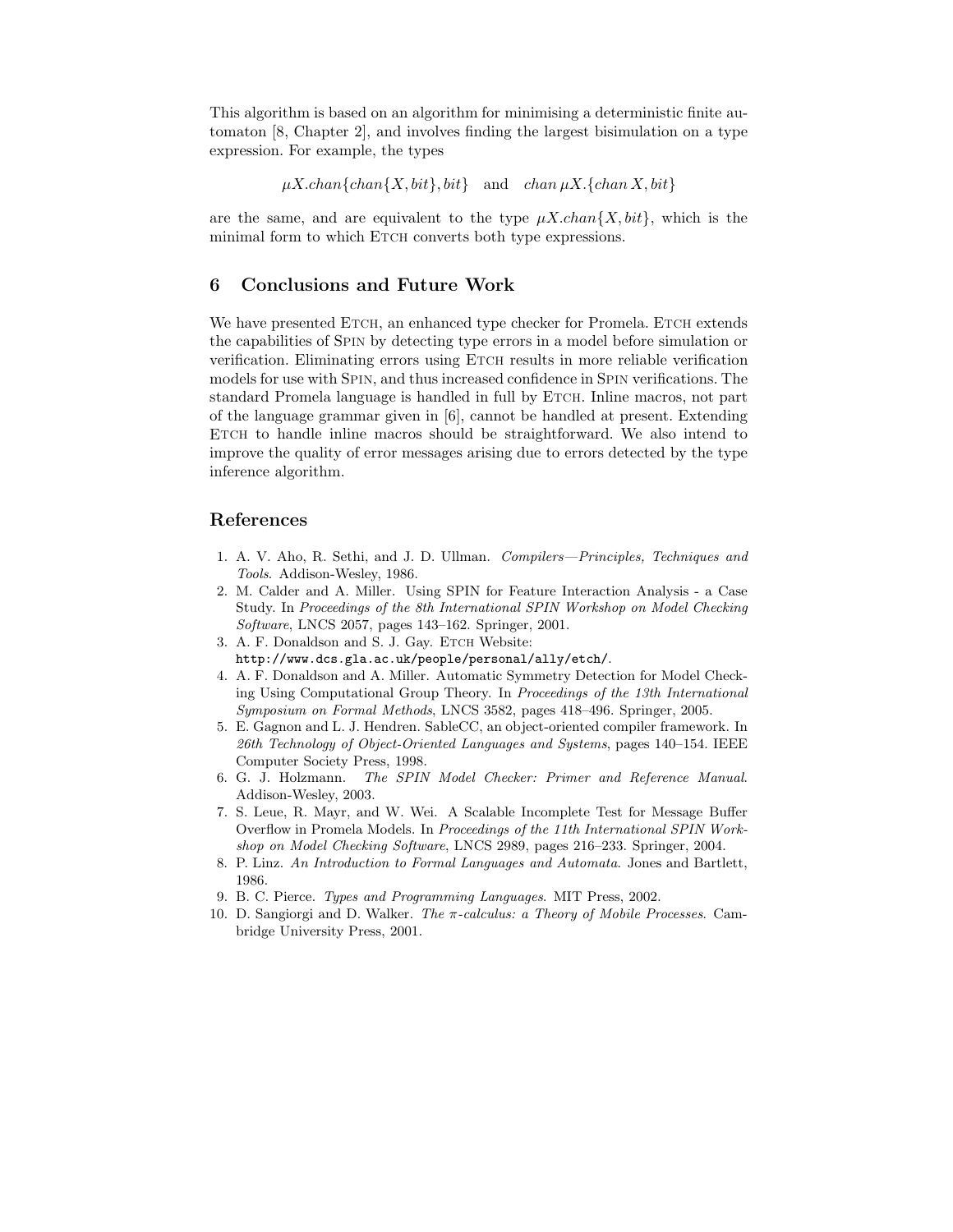This algorithm is based on an algorithm for minimising a deterministic finite automaton [8, Chapter 2], and involves finding the largest bisimulation on a type expression. For example, the types

$$\mu X.chan\{chan\{X, bit\}, bit\} \quad \text{and} \quad chan\, \mu X.\{chan\, X, bit\}$$

are the same, and are equivalent to the type $\mu X.chan\{X, bit\}$, which is the minimal form to which ETCH converts both type expressions.

## 6 Conclusions and Future Work

We have presented ETCH, an enhanced type checker for Promela. ETCH extends the capabilities of SPIN by detecting type errors in a model before simulation or verification. Eliminating errors using ETCH results in more reliable verification models for use with SPIN, and thus increased confidence in SPIN verifications. The standard Promela language is handled in full by ETCH. Inline macros, not part of the language grammar given in [6], cannot be handled at present. Extending ETCH to handle inline macros should be straightforward. We also intend to improve the quality of error messages arising due to errors detected by the type inference algorithm.

## References

1. A. V. Aho, R. Sethi, and J. D. Ullman. *Compilers—Principles, Techniques and Tools*. Addison-Wesley, 1986.
2. M. Calder and A. Miller. Using SPIN for Feature Interaction Analysis - a Case Study. In *Proceedings of the 8th International SPIN Workshop on Model Checking Software*, LNCS 2057, pages 143–162. Springer, 2001.
3. A. F. Donaldson and S. J. Gay. ETCH Website: `http://www.dcs.gla.ac.uk/people/personal/ally/etch/`.
4. A. F. Donaldson and A. Miller. Automatic Symmetry Detection for Model Checking Using Computational Group Theory. In *Proceedings of the 13th International Symposium on Formal Methods*, LNCS 3582, pages 418–496. Springer, 2005.
5. E. Gagnon and L. J. Hendren. SableCC, an object-oriented compiler framework. In *26th Technology of Object-Oriented Languages and Systems*, pages 140–154. IEEE Computer Society Press, 1998.
6. G. J. Holzmann. *The SPIN Model Checker: Primer and Reference Manual*. Addison-Wesley, 2003.
7. S. Leue, R. Mayr, and W. Wei. A Scalable Incomplete Test for Message Buffer Overflow in Promela Models. In *Proceedings of the 11th International SPIN Workshop on Model Checking Software*, LNCS 2989, pages 216–233. Springer, 2004.
8. P. Linz. *An Introduction to Formal Languages and Automata*. Jones and Bartlett, 1986.
9. B. C. Pierce. *Types and Programming Languages*. MIT Press, 2002.
10. D. Sangiorgi and D. Walker. *The π-calculus: a Theory of Mobile Processes*. Cambridge University Press, 2001.